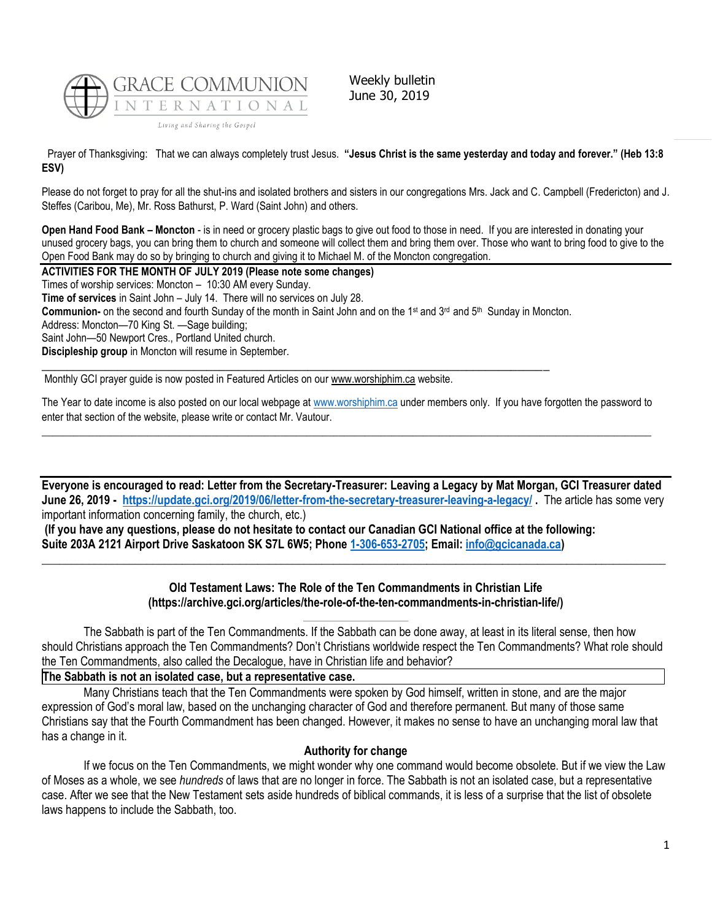GRACE COMMUNION INTERNATIONAL

Living and Sharing the Gospel

Weekly bulletin
June 30, 2019

Prayer of Thanksgiving: That we can always completely trust Jesus. **"Jesus Christ is the same yesterday and today and forever." (Heb 13:8 ESV)**

Please do not forget to pray for all the shut-ins and isolated brothers and sisters in our congregations Mrs. Jack and C. Campbell (Fredericton) and J. Steffes (Caribou, Me), Mr. Ross Bathurst, P. Ward (Saint John) and others.

**Open Hand Food Bank – Moncton** - is in need or grocery plastic bags to give out food to those in need. If you are interested in donating your unused grocery bags, you can bring them to church and someone will collect them and bring them over. Those who want to bring food to give to the Open Food Bank may do so by bringing to church and giving it to Michael M. of the Moncton congregation.

**ACTIVITIES FOR THE MONTH OF JULY 2019 (Please note some changes)**

Times of worship services: Moncton – 10:30 AM every Sunday.

**Time of services** in Saint John – July 14. There will no services on July 28.

**Communion-** on the second and fourth Sunday of the month in Saint John and on the 1st and 3rd and 5th Sunday in Moncton.

Address: Moncton—70 King St. —Sage building;

Saint John—50 Newport Cres., Portland United church.

**Discipleship group** in Moncton will resume in September.

---

Monthly GCI prayer guide is now posted in Featured Articles on our www.worshiphim.ca website.

The Year to date income is also posted on our local webpage at www.worshiphim.ca under members only. If you have forgotten the password to enter that section of the website, please write or contact Mr. Vautour.

---

**Everyone is encouraged to read: Letter from the Secretary-Treasurer: Leaving a Legacy by Mat Morgan, GCI Treasurer dated June 26, 2019 - https://update.gci.org/2019/06/letter-from-the-secretary-treasurer-leaving-a-legacy/ .** The article has some very important information concerning family, the church, etc.)

**(If you have any questions, please do not hesitate to contact our Canadian GCI National office at the following: Suite 203A 2121 Airport Drive Saskatoon SK S7L 6W5; Phone 1-306-653-2705; Email: info@gcicanada.ca)**

---

## Old Testament Laws: The Role of the Ten Commandments in Christian Life (https://archive.gci.org/articles/the-role-of-the-ten-commandments-in-christian-life/)

The Sabbath is part of the Ten Commandments. If the Sabbath can be done away, at least in its literal sense, then how should Christians approach the Ten Commandments? Don't Christians worldwide respect the Ten Commandments? What role should the Ten Commandments, also called the Decalogue, have in Christian life and behavior?

**The Sabbath is not an isolated case, but a representative case.**

Many Christians teach that the Ten Commandments were spoken by God himself, written in stone, and are the major expression of God's moral law, based on the unchanging character of God and therefore permanent. But many of those same Christians say that the Fourth Commandment has been changed. However, it makes no sense to have an unchanging moral law that has a change in it.

### Authority for change

If we focus on the Ten Commandments, we might wonder why one command would become obsolete. But if we view the Law of Moses as a whole, we see *hundreds* of laws that are no longer in force. The Sabbath is not an isolated case, but a representative case. After we see that the New Testament sets aside hundreds of biblical commands, it is less of a surprise that the list of obsolete laws happens to include the Sabbath, too.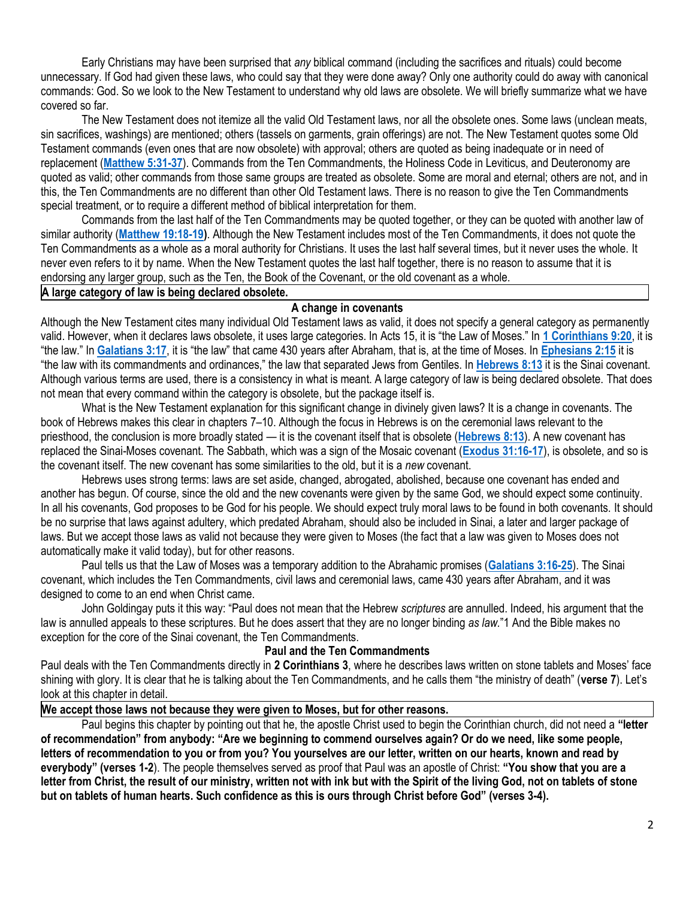Early Christians may have been surprised that *any* biblical command (including the sacrifices and rituals) could become unnecessary. If God had given these laws, who could say that they were done away? Only one authority could do away with canonical commands: God. So we look to the New Testament to understand why old laws are obsolete. We will briefly summarize what we have covered so far.

The New Testament does not itemize all the valid Old Testament laws, nor all the obsolete ones. Some laws (unclean meats, sin sacrifices, washings) are mentioned; others (tassels on garments, grain offerings) are not. The New Testament quotes some Old Testament commands (even ones that are now obsolete) with approval; others are quoted as being inadequate or in need of replacement (**Matthew 5:31-37**). Commands from the Ten Commandments, the Holiness Code in Leviticus, and Deuteronomy are quoted as valid; other commands from those same groups are treated as obsolete. Some are moral and eternal; others are not, and in this, the Ten Commandments are no different than other Old Testament laws. There is no reason to give the Ten Commandments special treatment, or to require a different method of biblical interpretation for them.

Commands from the last half of the Ten Commandments may be quoted together, or they can be quoted with another law of similar authority (**Matthew 19:18-19**). Although the New Testament includes most of the Ten Commandments, it does not quote the Ten Commandments as a whole as a moral authority for Christians. It uses the last half several times, but it never uses the whole. It never even refers to it by name. When the New Testament quotes the last half together, there is no reason to assume that it is endorsing any larger group, such as the Ten, the Book of the Covenant, or the old covenant as a whole.

**A large category of law is being declared obsolete.**

### A change in covenants

Although the New Testament cites many individual Old Testament laws as valid, it does not specify a general category as permanently valid. However, when it declares laws obsolete, it uses large categories. In Acts 15, it is "the Law of Moses." In **1 Corinthians 9:20**, it is "the law." In **Galatians 3:17**, it is "the law" that came 430 years after Abraham, that is, at the time of Moses. In **Ephesians 2:15** it is "the law with its commandments and ordinances," the law that separated Jews from Gentiles. In **Hebrews 8:13** it is the Sinai covenant. Although various terms are used, there is a consistency in what is meant. A large category of law is being declared obsolete. That does not mean that every command within the category is obsolete, but the package itself is.

What is the New Testament explanation for this significant change in divinely given laws? It is a change in covenants. The book of Hebrews makes this clear in chapters 7–10. Although the focus in Hebrews is on the ceremonial laws relevant to the priesthood, the conclusion is more broadly stated — it is the covenant itself that is obsolete (**Hebrews 8:13**). A new covenant has replaced the Sinai-Moses covenant. The Sabbath, which was a sign of the Mosaic covenant (**Exodus 31:16-17**), is obsolete, and so is the covenant itself. The new covenant has some similarities to the old, but it is a *new* covenant.

Hebrews uses strong terms: laws are set aside, changed, abrogated, abolished, because one covenant has ended and another has begun. Of course, since the old and the new covenants were given by the same God, we should expect some continuity. In all his covenants, God proposes to be God for his people. We should expect truly moral laws to be found in both covenants. It should be no surprise that laws against adultery, which predated Abraham, should also be included in Sinai, a later and larger package of laws. But we accept those laws as valid not because they were given to Moses (the fact that a law was given to Moses does not automatically make it valid today), but for other reasons.

Paul tells us that the Law of Moses was a temporary addition to the Abrahamic promises (**Galatians 3:16-25**). The Sinai covenant, which includes the Ten Commandments, civil laws and ceremonial laws, came 430 years after Abraham, and it was designed to come to an end when Christ came.

John Goldingay puts it this way: "Paul does not mean that the Hebrew *scriptures* are annulled. Indeed, his argument that the law is annulled appeals to these scriptures. But he does assert that they are no longer binding *as law*."1 And the Bible makes no exception for the core of the Sinai covenant, the Ten Commandments.

### Paul and the Ten Commandments

Paul deals with the Ten Commandments directly in **2 Corinthians 3**, where he describes laws written on stone tablets and Moses' face shining with glory. It is clear that he is talking about the Ten Commandments, and he calls them "the ministry of death" (**verse 7**). Let's look at this chapter in detail.

**We accept those laws not because they were given to Moses, but for other reasons.**

Paul begins this chapter by pointing out that he, the apostle Christ used to begin the Corinthian church, did not need a **"letter of recommendation" from anybody: "Are we beginning to commend ourselves again? Or do we need, like some people, letters of recommendation to you or from you? You yourselves are our letter, written on our hearts, known and read by everybody" (verses 1-2**). The people themselves served as proof that Paul was an apostle of Christ: **"You show that you are a letter from Christ, the result of our ministry, written not with ink but with the Spirit of the living God, not on tablets of stone but on tablets of human hearts. Such confidence as this is ours through Christ before God" (verses 3-4).**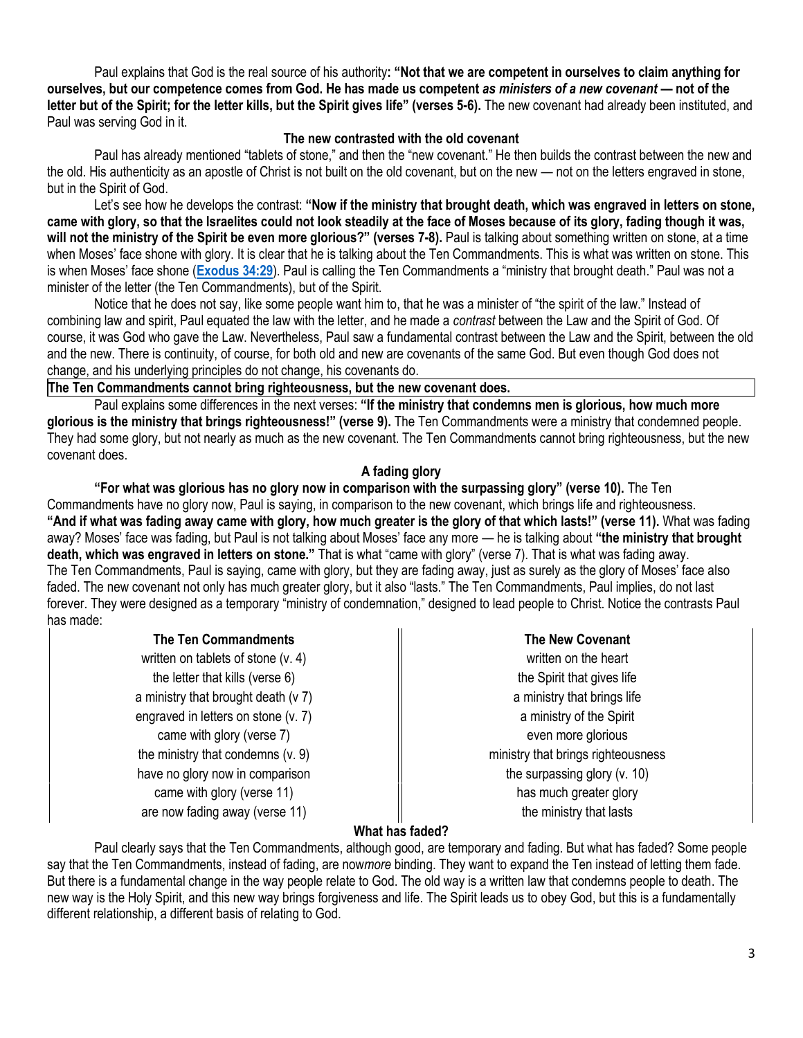Paul explains that God is the real source of his authority**: "Not that we are competent in ourselves to claim anything for ourselves, but our competence comes from God. He has made us competent** ***as ministers of a new covenant*** **— not of the letter but of the Spirit; for the letter kills, but the Spirit gives life" (verses 5-6).** The new covenant had already been instituted, and Paul was serving God in it.

### The new contrasted with the old covenant

Paul has already mentioned "tablets of stone," and then the "new covenant." He then builds the contrast between the new and the old. His authenticity as an apostle of Christ is not built on the old covenant, but on the new — not on the letters engraved in stone, but in the Spirit of God.

Let's see how he develops the contrast: **"Now if the ministry that brought death, which was engraved in letters on stone, came with glory, so that the Israelites could not look steadily at the face of Moses because of its glory, fading though it was, will not the ministry of the Spirit be even more glorious?" (verses 7-8).** Paul is talking about something written on stone, at a time when Moses' face shone with glory. It is clear that he is talking about the Ten Commandments. This is what was written on stone. This is when Moses' face shone (**Exodus 34:29**). Paul is calling the Ten Commandments a "ministry that brought death." Paul was not a minister of the letter (the Ten Commandments), but of the Spirit.

Notice that he does not say, like some people want him to, that he was a minister of "the spirit of the law." Instead of combining law and spirit, Paul equated the law with the letter, and he made a *contrast* between the Law and the Spirit of God. Of course, it was God who gave the Law. Nevertheless, Paul saw a fundamental contrast between the Law and the Spirit, between the old and the new. There is continuity, of course, for both old and new are covenants of the same God. But even though God does not change, and his underlying principles do not change, his covenants do.

**The Ten Commandments cannot bring righteousness, but the new covenant does.**

Paul explains some differences in the next verses: **"If the ministry that condemns men is glorious, how much more glorious is the ministry that brings righteousness!" (verse 9).** The Ten Commandments were a ministry that condemned people. They had some glory, but not nearly as much as the new covenant. The Ten Commandments cannot bring righteousness, but the new covenant does.

### A fading glory

**"For what was glorious has no glory now in comparison with the surpassing glory" (verse 10).** The Ten Commandments have no glory now, Paul is saying, in comparison to the new covenant, which brings life and righteousness. **"And if what was fading away came with glory, how much greater is the glory of that which lasts!" (verse 11).** What was fading away? Moses' face was fading, but Paul is not talking about Moses' face any more — he is talking about **"the ministry that brought death, which was engraved in letters on stone."** That is what "came with glory" (verse 7). That is what was fading away. The Ten Commandments, Paul is saying, came with glory, but they are fading away, just as surely as the glory of Moses' face also faded. The new covenant not only has much greater glory, but it also "lasts." The Ten Commandments, Paul implies, do not last forever. They were designed as a temporary "ministry of condemnation," designed to lead people to Christ. Notice the contrasts Paul has made:

| The Ten Commandments | The New Covenant |
|---|---|
| written on tablets of stone (v. 4) | written on the heart |
| the letter that kills (verse 6) | the Spirit that gives life |
| a ministry that brought death (v 7) | a ministry that brings life |
| engraved in letters on stone (v. 7) | a ministry of the Spirit |
| came with glory (verse 7) | even more glorious |
| the ministry that condemns (v. 9) | ministry that brings righteousness |
| have no glory now in comparison | the surpassing glory (v. 10) |
| came with glory (verse 11) | has much greater glory |
| are now fading away (verse 11) | the ministry that lasts |

### What has faded?

Paul clearly says that the Ten Commandments, although good, are temporary and fading. But what has faded? Some people say that the Ten Commandments, instead of fading, are now*more* binding. They want to expand the Ten instead of letting them fade. But there is a fundamental change in the way people relate to God. The old way is a written law that condemns people to death. The new way is the Holy Spirit, and this new way brings forgiveness and life. The Spirit leads us to obey God, but this is a fundamentally different relationship, a different basis of relating to God.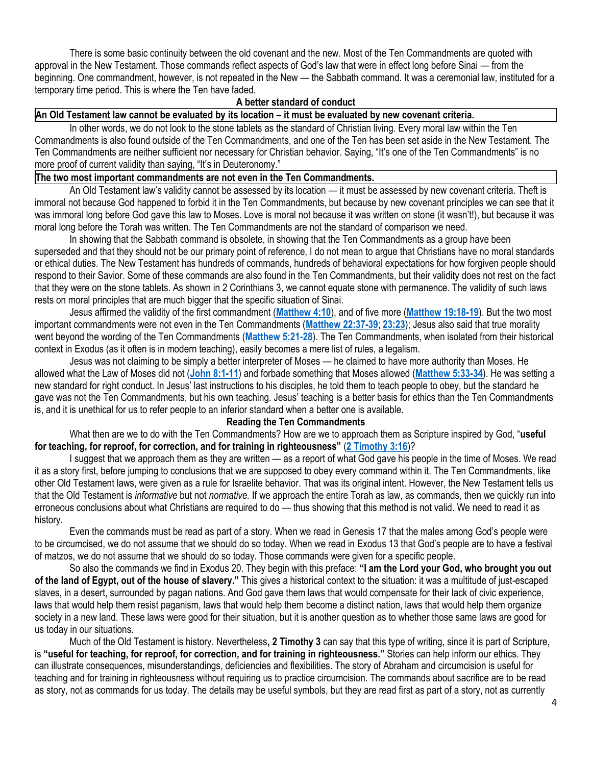There is some basic continuity between the old covenant and the new. Most of the Ten Commandments are quoted with approval in the New Testament. Those commands reflect aspects of God's law that were in effect long before Sinai — from the beginning. One commandment, however, is not repeated in the New — the Sabbath command. It was a ceremonial law, instituted for a temporary time period. This is where the Ten have faded.

### A better standard of conduct

**An Old Testament law cannot be evaluated by its location – it must be evaluated by new covenant criteria.**

In other words, we do not look to the stone tablets as the standard of Christian living. Every moral law within the Ten Commandments is also found outside of the Ten Commandments, and one of the Ten has been set aside in the New Testament. The Ten Commandments are neither sufficient nor necessary for Christian behavior. Saying, "It's one of the Ten Commandments" is no more proof of current validity than saying, "It's in Deuteronomy."

**The two most important commandments are not even in the Ten Commandments.**

An Old Testament law's validity cannot be assessed by its location — it must be assessed by new covenant criteria. Theft is immoral not because God happened to forbid it in the Ten Commandments, but because by new covenant principles we can see that it was immoral long before God gave this law to Moses. Love is moral not because it was written on stone (it wasn't!), but because it was moral long before the Torah was written. The Ten Commandments are not the standard of comparison we need.

In showing that the Sabbath command is obsolete, in showing that the Ten Commandments as a group have been superseded and that they should not be our primary point of reference, I do not mean to argue that Christians have no moral standards or ethical duties. The New Testament has hundreds of commands, hundreds of behavioral expectations for how forgiven people should respond to their Savior. Some of these commands are also found in the Ten Commandments, but their validity does not rest on the fact that they were on the stone tablets. As shown in 2 Corinthians 3, we cannot equate stone with permanence. The validity of such laws rests on moral principles that are much bigger that the specific situation of Sinai.

Jesus affirmed the validity of the first commandment (**Matthew 4:10**), and of five more (**Matthew 19:18-19**). But the two most important commandments were not even in the Ten Commandments (**Matthew 22:37-39**; **23:23**); Jesus also said that true morality went beyond the wording of the Ten Commandments (**Matthew 5:21-28**). The Ten Commandments, when isolated from their historical context in Exodus (as it often is in modern teaching), easily becomes a mere list of rules, a legalism.

Jesus was not claiming to be simply a better interpreter of Moses — he claimed to have more authority than Moses. He allowed what the Law of Moses did not (**John 8:1-11**) and forbade something that Moses allowed (**Matthew 5:33-34**). He was setting a new standard for right conduct. In Jesus' last instructions to his disciples, he told them to teach people to obey, but the standard he gave was not the Ten Commandments, but his own teaching. Jesus' teaching is a better basis for ethics than the Ten Commandments is, and it is unethical for us to refer people to an inferior standard when a better one is available.

### Reading the Ten Commandments

What then are we to do with the Ten Commandments? How are we to approach them as Scripture inspired by God, "**useful for teaching, for reproof, for correction, and for training in righteousness**" (**2 Timothy 3:16**)?

I suggest that we approach them as they are written — as a report of what God gave his people in the time of Moses. We read it as a story first, before jumping to conclusions that we are supposed to obey every command within it. The Ten Commandments, like other Old Testament laws, were given as a rule for Israelite behavior. That was its original intent. However, the New Testament tells us that the Old Testament is *informative* but not *normative.* If we approach the entire Torah as law, as commands, then we quickly run into erroneous conclusions about what Christians are required to do — thus showing that this method is not valid. We need to read it as history.

Even the commands must be read as part of a story. When we read in Genesis 17 that the males among God's people were to be circumcised, we do not assume that we should do so today. When we read in Exodus 13 that God's people are to have a festival of matzos, we do not assume that we should do so today. Those commands were given for a specific people.

So also the commands we find in Exodus 20. They begin with this preface: **"I am the Lord your God, who brought you out of the land of Egypt, out of the house of slavery."** This gives a historical context to the situation: it was a multitude of just-escaped slaves, in a desert, surrounded by pagan nations. And God gave them laws that would compensate for their lack of civic experience, laws that would help them resist paganism, laws that would help them become a distinct nation, laws that would help them organize society in a new land. These laws were good for their situation, but it is another question as to whether those same laws are good for us today in our situations.

Much of the Old Testament is history. Nevertheless**, 2 Timothy 3** can say that this type of writing, since it is part of Scripture, is **"useful for teaching, for reproof, for correction, and for training in righteousness."** Stories can help inform our ethics. They can illustrate consequences, misunderstandings, deficiencies and flexibilities. The story of Abraham and circumcision is useful for teaching and for training in righteousness without requiring us to practice circumcision. The commands about sacrifice are to be read as story, not as commands for us today. The details may be useful symbols, but they are read first as part of a story, not as currently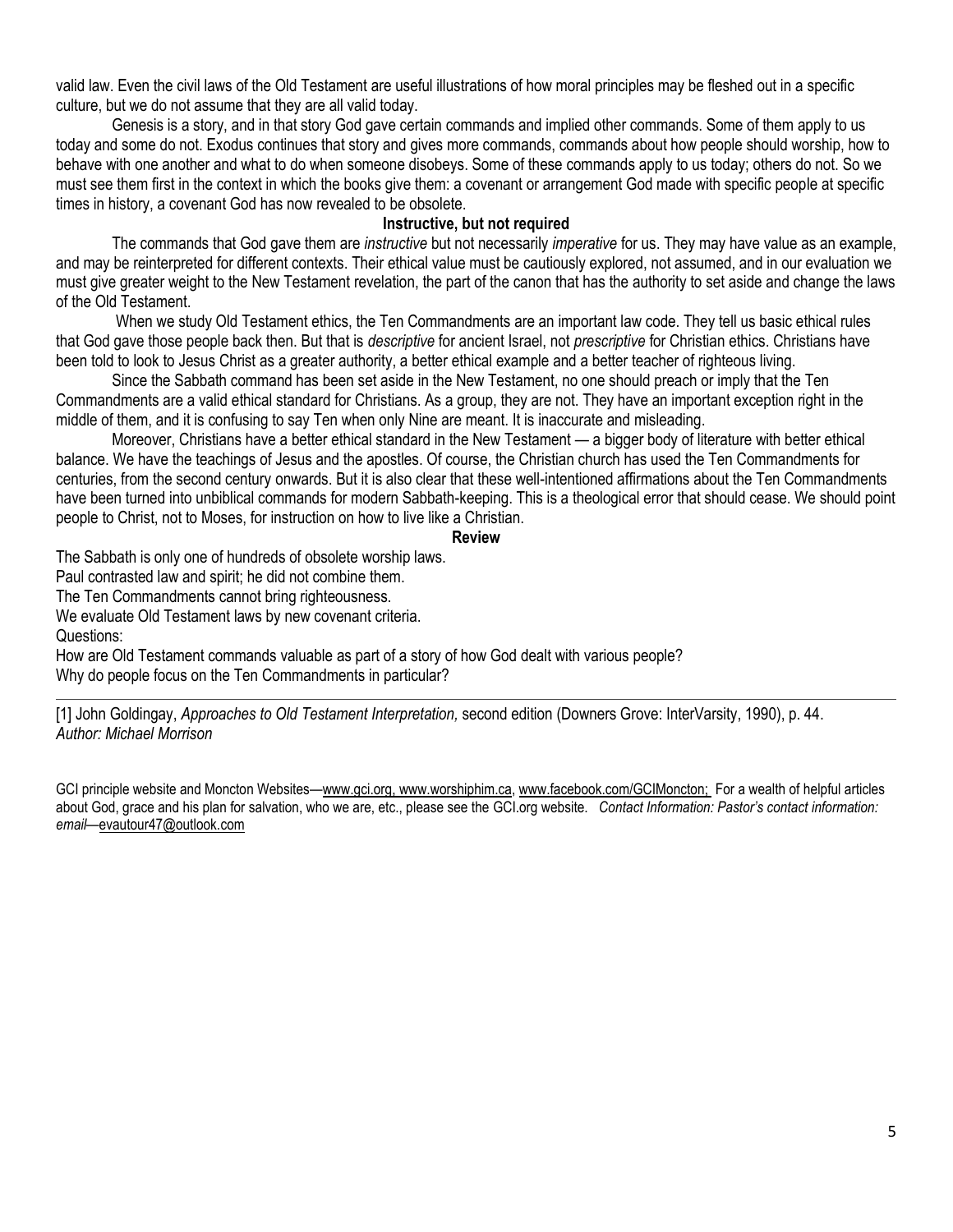valid law. Even the civil laws of the Old Testament are useful illustrations of how moral principles may be fleshed out in a specific culture, but we do not assume that they are all valid today.

Genesis is a story, and in that story God gave certain commands and implied other commands. Some of them apply to us today and some do not. Exodus continues that story and gives more commands, commands about how people should worship, how to behave with one another and what to do when someone disobeys. Some of these commands apply to us today; others do not. So we must see them first in the context in which the books give them: a covenant or arrangement God made with specific people at specific times in history, a covenant God has now revealed to be obsolete.

### Instructive, but not required

The commands that God gave them are *instructive* but not necessarily *imperative* for us. They may have value as an example, and may be reinterpreted for different contexts. Their ethical value must be cautiously explored, not assumed, and in our evaluation we must give greater weight to the New Testament revelation, the part of the canon that has the authority to set aside and change the laws of the Old Testament.

When we study Old Testament ethics, the Ten Commandments are an important law code. They tell us basic ethical rules that God gave those people back then. But that is *descriptive* for ancient Israel, not *prescriptive* for Christian ethics. Christians have been told to look to Jesus Christ as a greater authority, a better ethical example and a better teacher of righteous living.

Since the Sabbath command has been set aside in the New Testament, no one should preach or imply that the Ten Commandments are a valid ethical standard for Christians. As a group, they are not. They have an important exception right in the middle of them, and it is confusing to say Ten when only Nine are meant. It is inaccurate and misleading.

Moreover, Christians have a better ethical standard in the New Testament — a bigger body of literature with better ethical balance. We have the teachings of Jesus and the apostles. Of course, the Christian church has used the Ten Commandments for centuries, from the second century onwards. But it is also clear that these well-intentioned affirmations about the Ten Commandments have been turned into unbiblical commands for modern Sabbath-keeping. This is a theological error that should cease. We should point people to Christ, not to Moses, for instruction on how to live like a Christian.

### Review

The Sabbath is only one of hundreds of obsolete worship laws.

Paul contrasted law and spirit; he did not combine them.

The Ten Commandments cannot bring righteousness.

We evaluate Old Testament laws by new covenant criteria.

Questions:

How are Old Testament commands valuable as part of a story of how God dealt with various people?

Why do people focus on the Ten Commandments in particular?

---

[1] John Goldingay, *Approaches to Old Testament Interpretation,* second edition (Downers Grove: InterVarsity, 1990), p. 44.
*Author: Michael Morrison*

GCI principle website and Moncton Websites—www.gci.org, www.worshiphim.ca, www.facebook.com/GCIMoncton; For a wealth of helpful articles about God, grace and his plan for salvation, who we are, etc., please see the GCI.org website. *Contact Information: Pastor's contact information: email*—evautour47@outlook.com